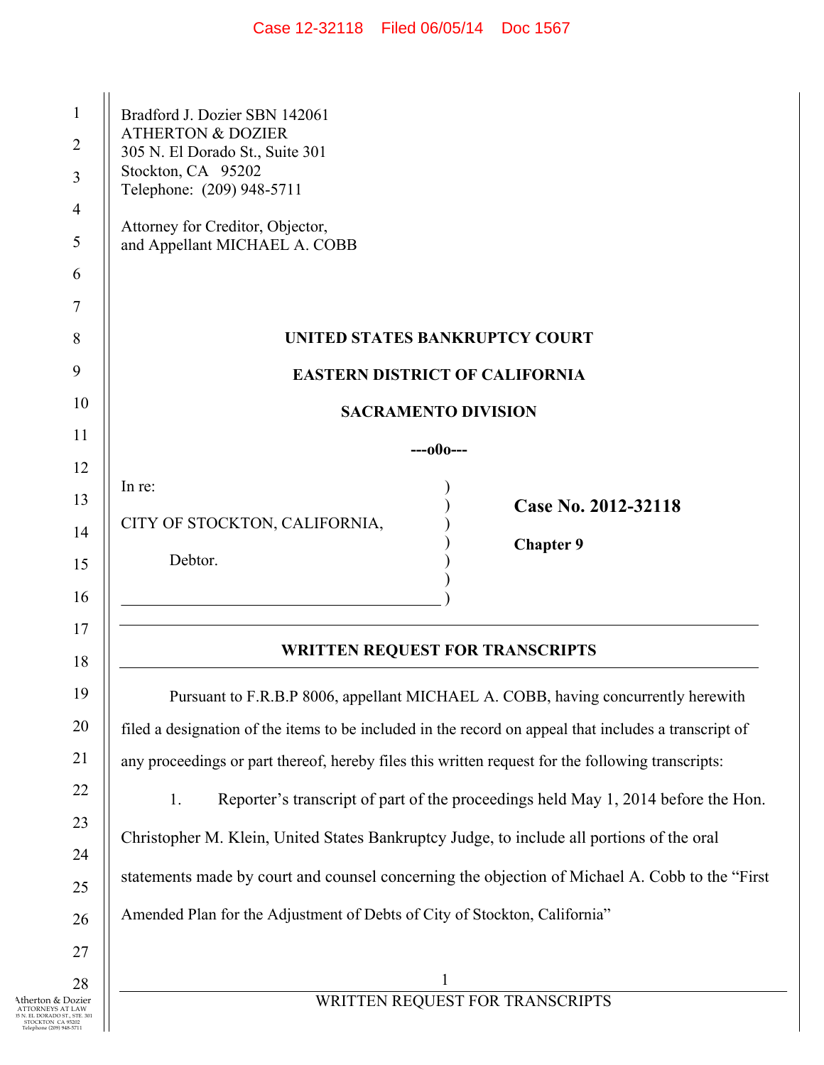Bradford J. Dozier SBN 142061
ATHERTON & DOZIER
305 N. El Dorado St., Suite 301
Stockton, CA 95202
Telephone: (209) 948-5711

Attorney for Creditor, Objector,
and Appellant MICHAEL A. COBB

**UNITED STATES BANKRUPTCY COURT**

**EASTERN DISTRICT OF CALIFORNIA**

**SACRAMENTO DIVISION**

**---o0o---**

In re:

CITY OF STOCKTON, CALIFORNIA,

Debtor.

**Case No. 2012-32118**

**Chapter 9**

## WRITTEN REQUEST FOR TRANSCRIPTS

Pursuant to F.R.B.P 8006, appellant MICHAEL A. COBB, having concurrently herewith filed a designation of the items to be included in the record on appeal that includes a transcript of any proceedings or part thereof, hereby files this written request for the following transcripts:

1. Reporter's transcript of part of the proceedings held May 1, 2014 before the Hon. Christopher M. Klein, United States Bankruptcy Judge, to include all portions of the oral statements made by court and counsel concerning the objection of Michael A. Cobb to the "First Amended Plan for the Adjustment of Debts of City of Stockton, California"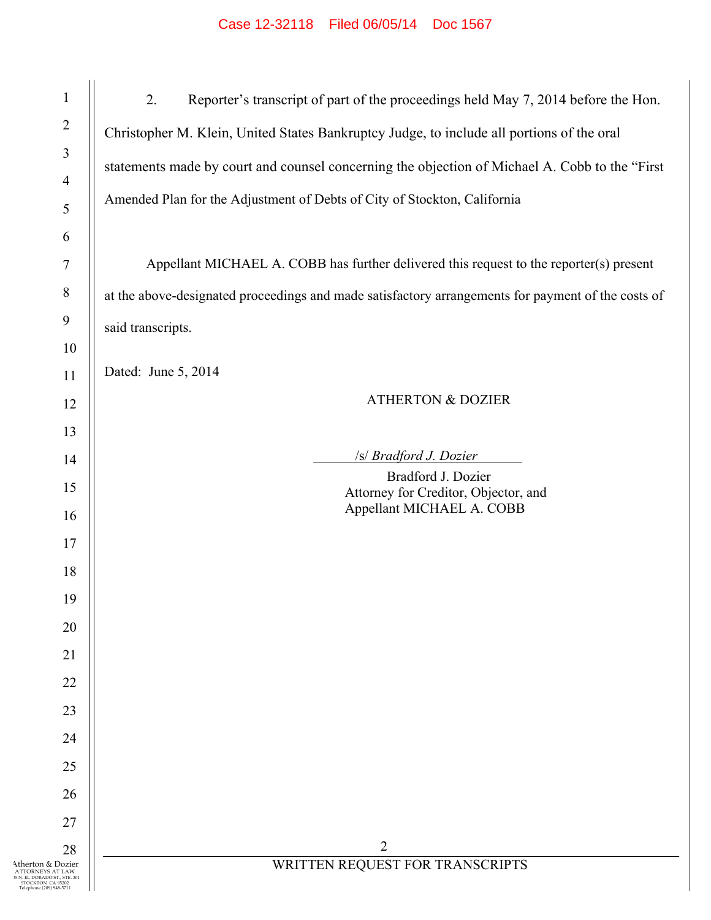2. Reporter's transcript of part of the proceedings held May 7, 2014 before the Hon. Christopher M. Klein, United States Bankruptcy Judge, to include all portions of the oral statements made by court and counsel concerning the objection of Michael A. Cobb to the "First Amended Plan for the Adjustment of Debts of City of Stockton, California

Appellant MICHAEL A. COBB has further delivered this request to the reporter(s) present at the above-designated proceedings and made satisfactory arrangements for payment of the costs of said transcripts.

Dated: June 5, 2014

ATHERTON & DOZIER

/s/ *Bradford J. Dozier*

Bradford J. Dozier
Attorney for Creditor, Objector, and
Appellant MICHAEL A. COBB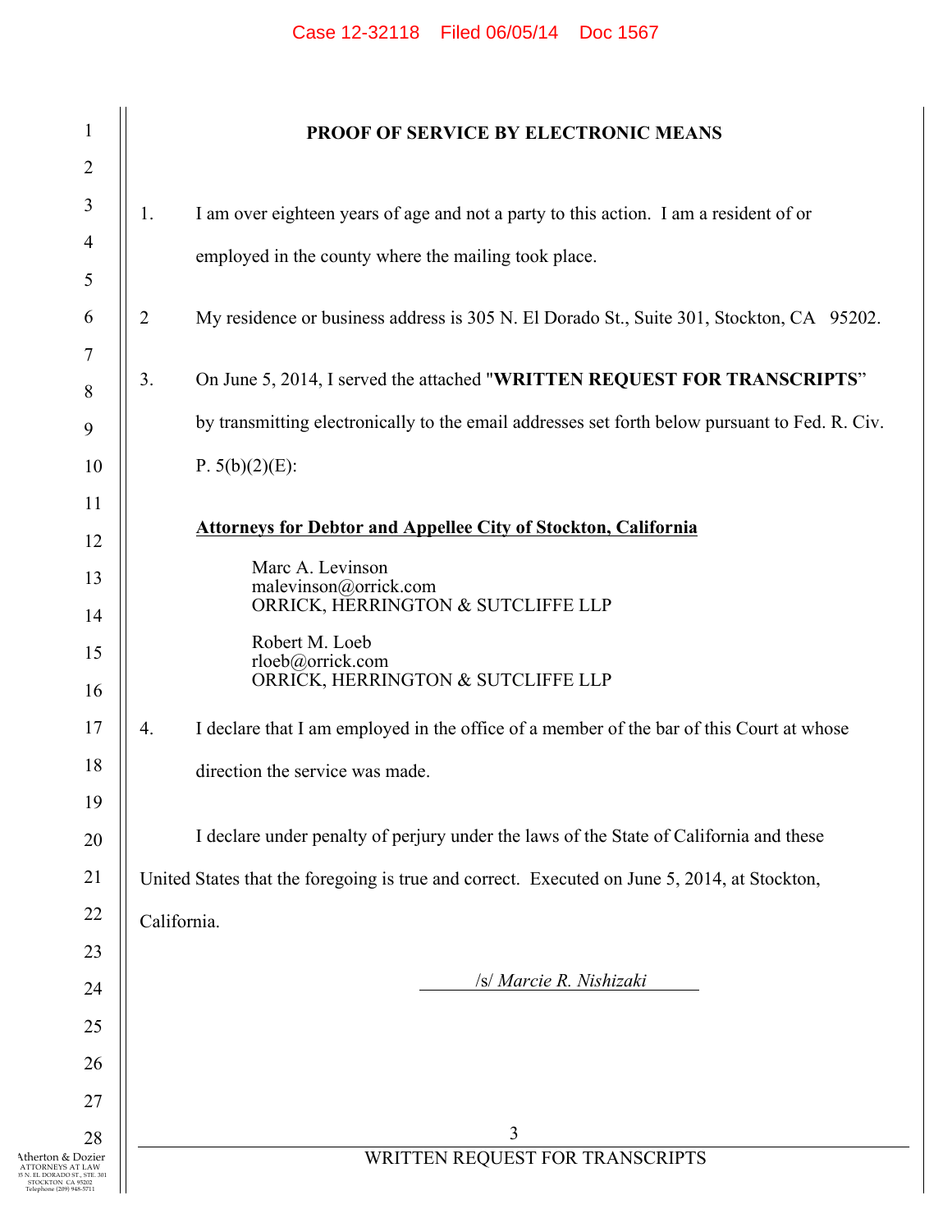# PROOF OF SERVICE BY ELECTRONIC MEANS

1. I am over eighteen years of age and not a party to this action. I am a resident of or employed in the county where the mailing took place.

2 My residence or business address is 305 N. El Dorado St., Suite 301, Stockton, CA 95202.

3. On June 5, 2014, I served the attached "**WRITTEN REQUEST FOR TRANSCRIPTS**" by transmitting electronically to the email addresses set forth below pursuant to Fed. R. Civ. P. 5(b)(2)(E):

**<u>Attorneys for Debtor and Appellee City of Stockton, California</u>**

Marc A. Levinson  
malevinson@orrick.com  
ORRICK, HERRINGTON & SUTCLIFFE LLP

Robert M. Loeb  
rloeb@orrick.com  
ORRICK, HERRINGTON & SUTCLIFFE LLP

4. I declare that I am employed in the office of a member of the bar of this Court at whose direction the service was made.

I declare under penalty of perjury under the laws of the State of California and these United States that the foregoing is true and correct. Executed on June 5, 2014, at Stockton, California.

/s/ *Marcie R. Nishizaki*